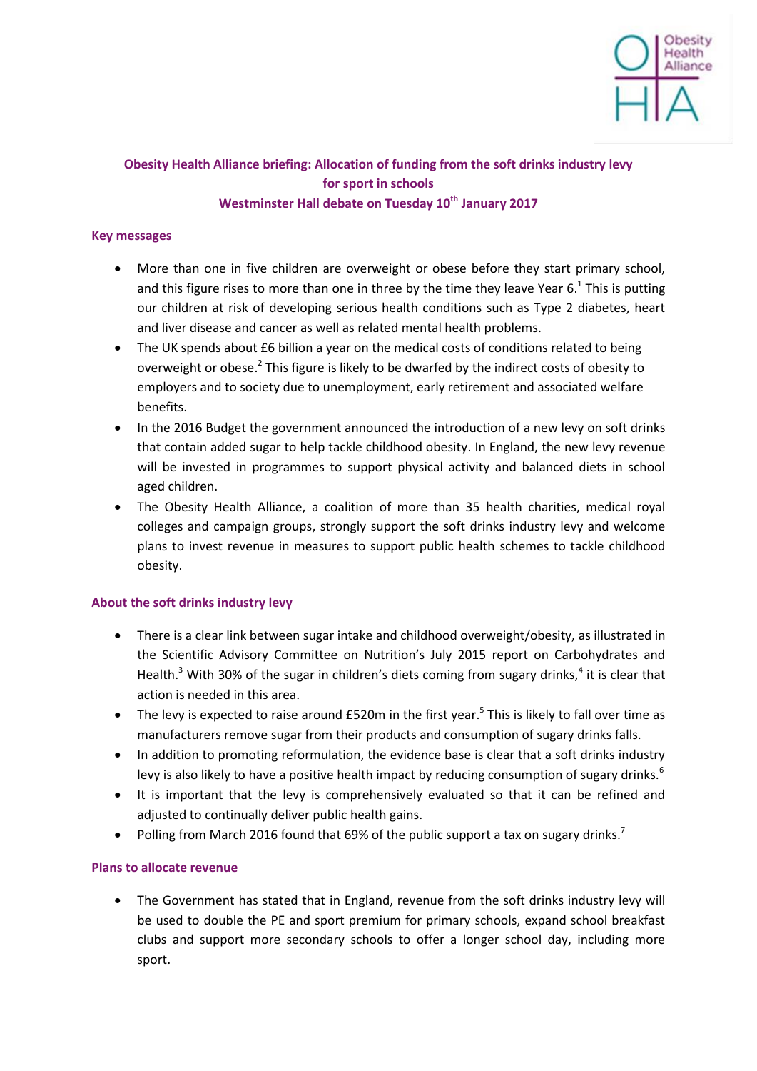# Obesity Health Alliance briefing: Allocation of funding from the soft drinks industry levy for sport in schools

## Westminster Hall debate on Tuesday 10th January 2017

### Key messages

- More than one in five children are overweight or obese before they start primary school, and this figure rises to more than one in three by the time they leave Year 6.[1] This is putting our children at risk of developing serious health conditions such as Type 2 diabetes, heart and liver disease and cancer as well as related mental health problems.
- The UK spends about £6 billion a year on the medical costs of conditions related to being overweight or obese.[2] This figure is likely to be dwarfed by the indirect costs of obesity to employers and to society due to unemployment, early retirement and associated welfare benefits.
- In the 2016 Budget the government announced the introduction of a new levy on soft drinks that contain added sugar to help tackle childhood obesity. In England, the new levy revenue will be invested in programmes to support physical activity and balanced diets in school aged children.
- The Obesity Health Alliance, a coalition of more than 35 health charities, medical royal colleges and campaign groups, strongly support the soft drinks industry levy and welcome plans to invest revenue in measures to support public health schemes to tackle childhood obesity.

### About the soft drinks industry levy

- There is a clear link between sugar intake and childhood overweight/obesity, as illustrated in the Scientific Advisory Committee on Nutrition's July 2015 report on Carbohydrates and Health.[3] With 30% of the sugar in children's diets coming from sugary drinks,[4] it is clear that action is needed in this area.
- The levy is expected to raise around £520m in the first year.[5] This is likely to fall over time as manufacturers remove sugar from their products and consumption of sugary drinks falls.
- In addition to promoting reformulation, the evidence base is clear that a soft drinks industry levy is also likely to have a positive health impact by reducing consumption of sugary drinks.[6]
- It is important that the levy is comprehensively evaluated so that it can be refined and adjusted to continually deliver public health gains.
- Polling from March 2016 found that 69% of the public support a tax on sugary drinks.[7]

### Plans to allocate revenue

- The Government has stated that in England, revenue from the soft drinks industry levy will be used to double the PE and sport premium for primary schools, expand school breakfast clubs and support more secondary schools to offer a longer school day, including more sport.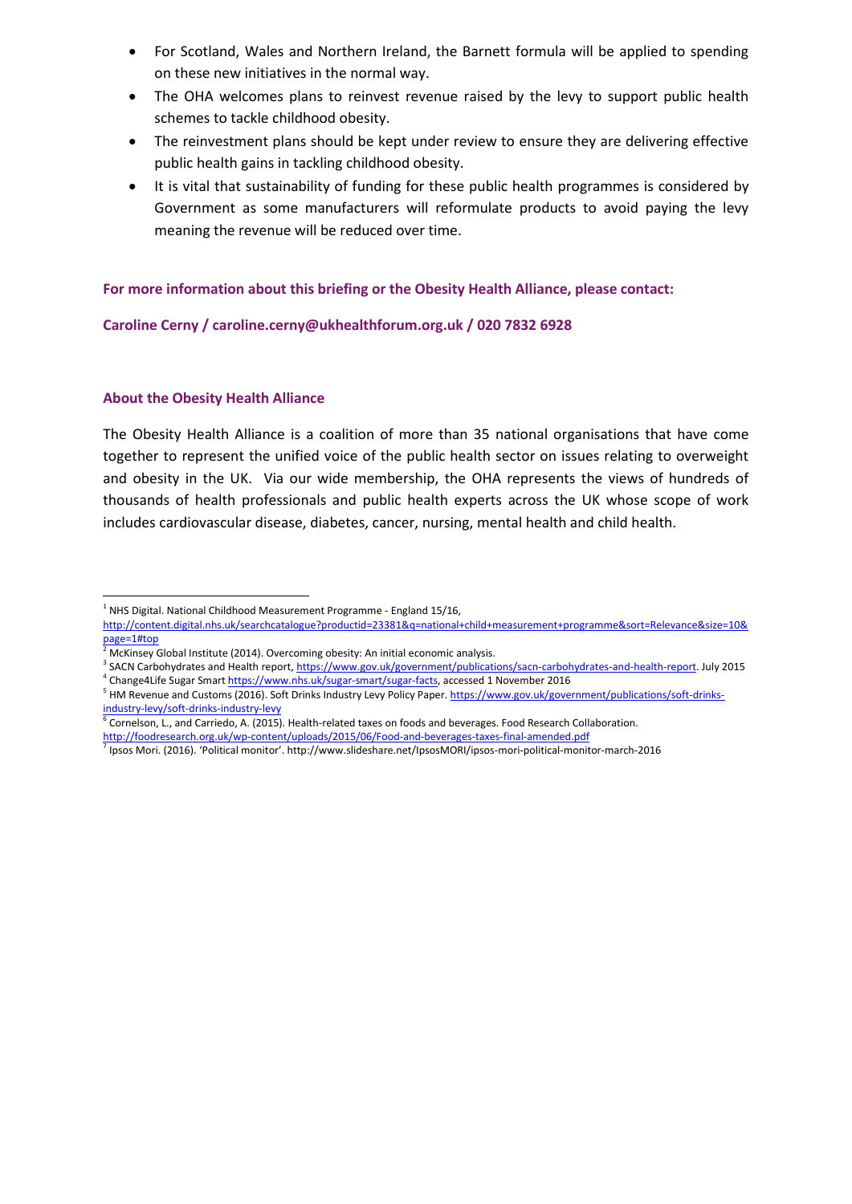- For Scotland, Wales and Northern Ireland, the Barnett formula will be applied to spending on these new initiatives in the normal way.
- The OHA welcomes plans to reinvest revenue raised by the levy to support public health schemes to tackle childhood obesity.
- The reinvestment plans should be kept under review to ensure they are delivering effective public health gains in tackling childhood obesity.
- It is vital that sustainability of funding for these public health programmes is considered by Government as some manufacturers will reformulate products to avoid paying the levy meaning the revenue will be reduced over time.

**For more information about this briefing or the Obesity Health Alliance, please contact:**

**Caroline Cerny / caroline.cerny@ukhealthforum.org.uk / 020 7832 6928**

### About the Obesity Health Alliance

The Obesity Health Alliance is a coalition of more than 35 national organisations that have come together to represent the unified voice of the public health sector on issues relating to overweight and obesity in the UK. Via our wide membership, the OHA represents the views of hundreds of thousands of health professionals and public health experts across the UK whose scope of work includes cardiovascular disease, diabetes, cancer, nursing, mental health and child health.

---

[1] NHS Digital. National Childhood Measurement Programme - England 15/16, http://content.digital.nhs.uk/searchcatalogue?productid=23381&q=national+child+measurement+programme&sort=Relevance&size=10&page=1#top

[2] McKinsey Global Institute (2014). Overcoming obesity: An initial economic analysis.

[3] SACN Carbohydrates and Health report, https://www.gov.uk/government/publications/sacn-carbohydrates-and-health-report. July 2015

[4] Change4Life Sugar Smart https://www.nhs.uk/sugar-smart/sugar-facts, accessed 1 November 2016

[5] HM Revenue and Customs (2016). Soft Drinks Industry Levy Policy Paper. https://www.gov.uk/government/publications/soft-drinks-industry-levy/soft-drinks-industry-levy

[6] Cornelson, L., and Carriedo, A. (2015). Health-related taxes on foods and beverages. Food Research Collaboration. http://foodresearch.org.uk/wp-content/uploads/2015/06/Food-and-beverages-taxes-final-amended.pdf

[7] Ipsos Mori. (2016). 'Political monitor'. http://www.slideshare.net/IpsosMORI/ipsos-mori-political-monitor-march-2016